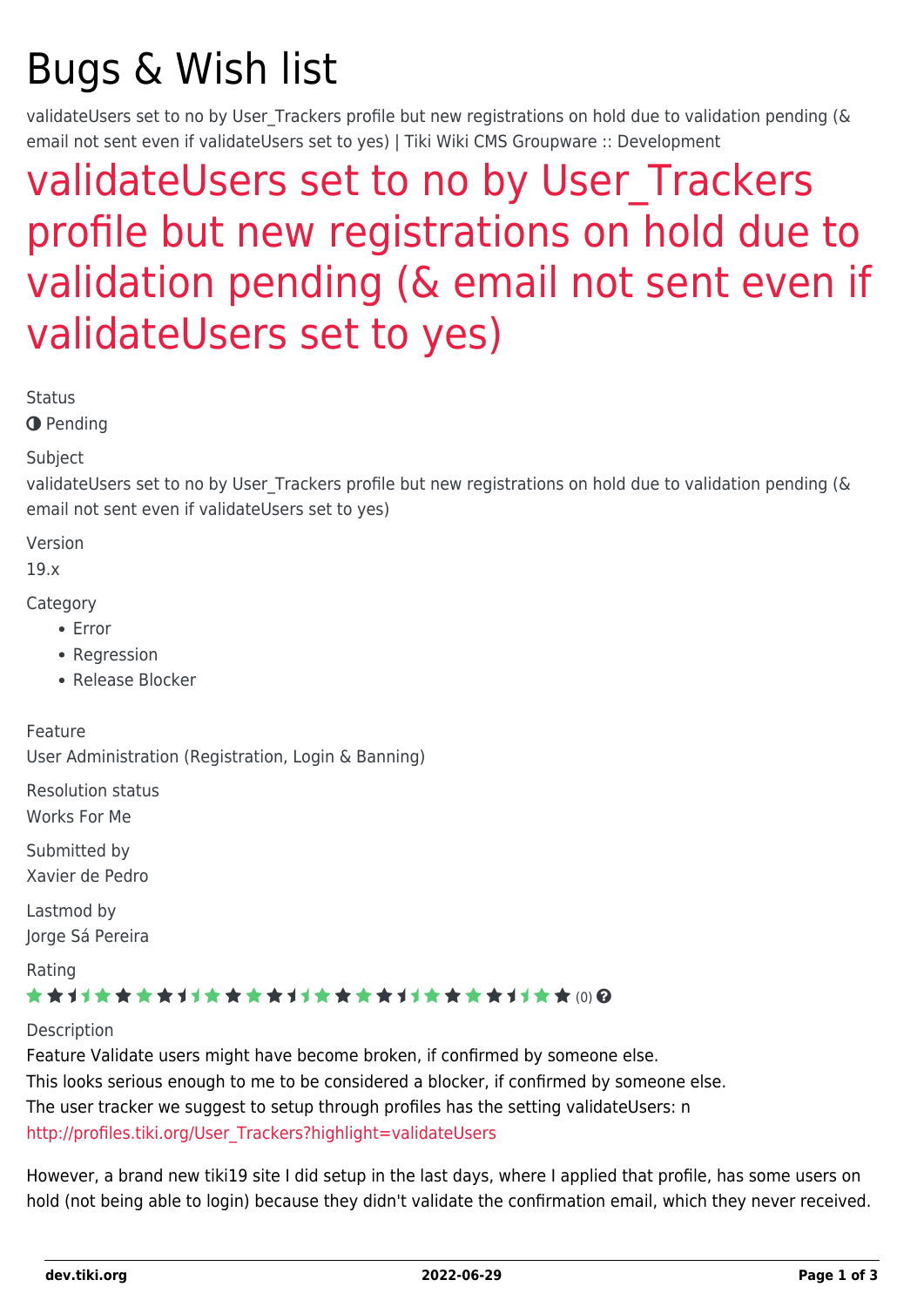# Bugs & Wish list

validateUsers set to no by User_Trackers profile but new registrations on hold due to validation pending (& email not sent even if validateUsers set to yes) | Tiki Wiki CMS Groupware :: Development

## validateUsers set to no by User_Trackers profile but new registrations on hold due to validation pending (& email not sent even if validateUsers set to yes)

Status

Pending

Subject

validateUsers set to no by User_Trackers profile but new registrations on hold due to validation pending (& email not sent even if validateUsers set to yes)

Version

19.x

Category

- Error
- Regression
- Release Blocker

Feature

User Administration (Registration, Login & Banning)

Resolution status

Works For Me

Submitted by

Xavier de Pedro

Lastmod by

Jorge Sá Pereira

Rating

(0)

Description

Feature Validate users might have become broken, if confirmed by someone else.
This looks serious enough to me to be considered a blocker, if confirmed by someone else.
The user tracker we suggest to setup through profiles has the setting validateUsers: n
http://profiles.tiki.org/User_Trackers?highlight=validateUsers

However, a brand new tiki19 site I did setup in the last days, where I applied that profile, has some users on hold (not being able to login) because they didn't validate the confirmation email, which they never received.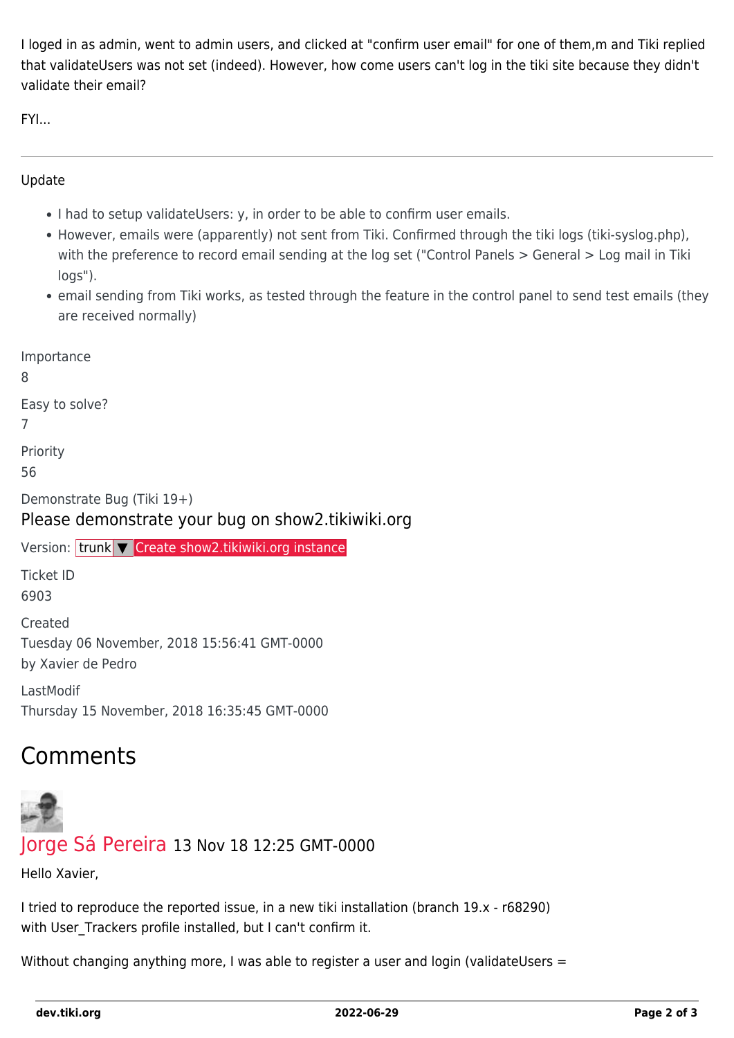I loged in as admin, went to admin users, and clicked at "confirm user email" for one of them,m and Tiki replied that validateUsers was not set (indeed). However, how come users can't log in the tiki site because they didn't validate their email?

FYI...

---

Update

- I had to setup validateUsers: y, in order to be able to confirm user emails.
- However, emails were (apparently) not sent from Tiki. Confirmed through the tiki logs (tiki-syslog.php), with the preference to record email sending at the log set ("Control Panels > General > Log mail in Tiki logs").
- email sending from Tiki works, as tested through the feature in the control panel to send test emails (they are received normally)

Importance
8

Easy to solve?
7

Priority
56

Demonstrate Bug (Tiki 19+)

Please demonstrate your bug on show2.tikiwiki.org

Version: trunk ▼ Create show2.tikiwiki.org instance

Ticket ID
6903

Created
Tuesday 06 November, 2018 15:56:41 GMT-0000
by Xavier de Pedro

LastModif
Thursday 15 November, 2018 16:35:45 GMT-0000

## Comments

Jorge Sá Pereira 13 Nov 18 12:25 GMT-0000

Hello Xavier,

I tried to reproduce the reported issue, in a new tiki installation (branch 19.x - r68290) with User_Trackers profile installed, but I can't confirm it.

Without changing anything more, I was able to register a user and login (validateUsers =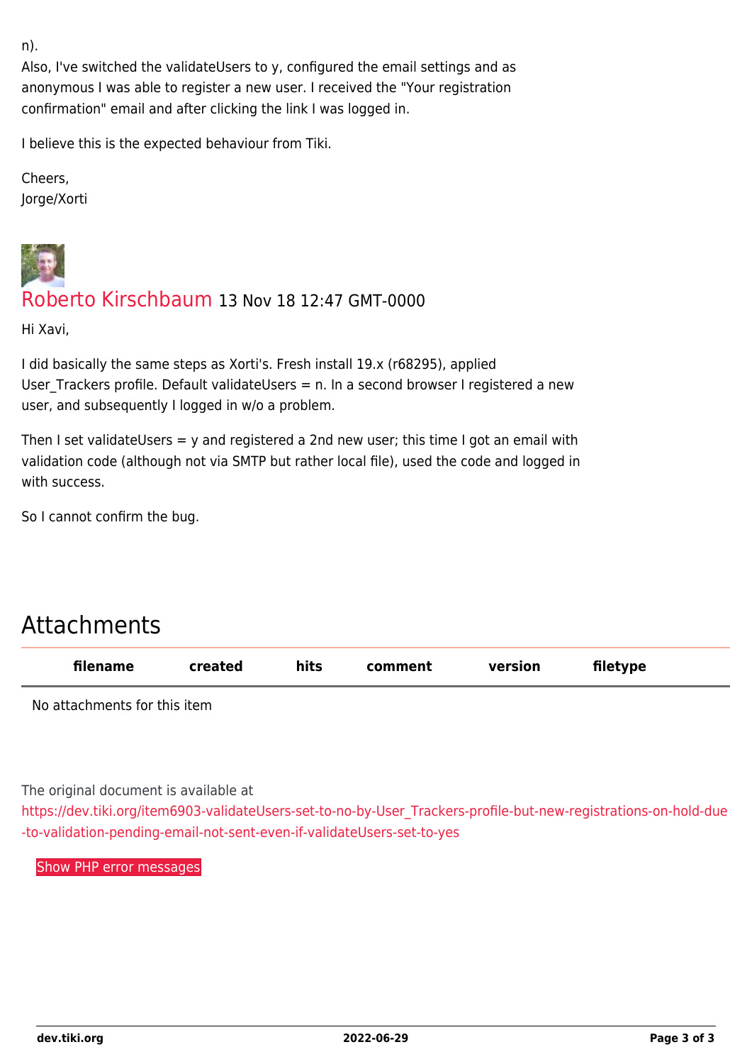n).
Also, I've switched the validateUsers to y, configured the email settings and as anonymous I was able to register a new user. I received the "Your registration confirmation" email and after clicking the link I was logged in.

I believe this is the expected behaviour from Tiki.

Cheers,
Jorge/Xorti

Roberto Kirschbaum 13 Nov 18 12:47 GMT-0000

Hi Xavi,

I did basically the same steps as Xorti's. Fresh install 19.x (r68295), applied User_Trackers profile. Default validateUsers = n. In a second browser I registered a new user, and subsequently I logged in w/o a problem.

Then I set validateUsers = y and registered a 2nd new user; this time I got an email with validation code (although not via SMTP but rather local file), used the code and logged in with success.

So I cannot confirm the bug.

# Attachments

| filename | created | hits | comment | version | filetype |
|---|---|---|---|---|---|
| No attachments for this item | | | | | |

The original document is available at https://dev.tiki.org/item6903-validateUsers-set-to-no-by-User_Trackers-profile-but-new-registrations-on-hold-due-to-validation-pending-email-not-sent-even-if-validateUsers-set-to-yes

Show PHP error messages